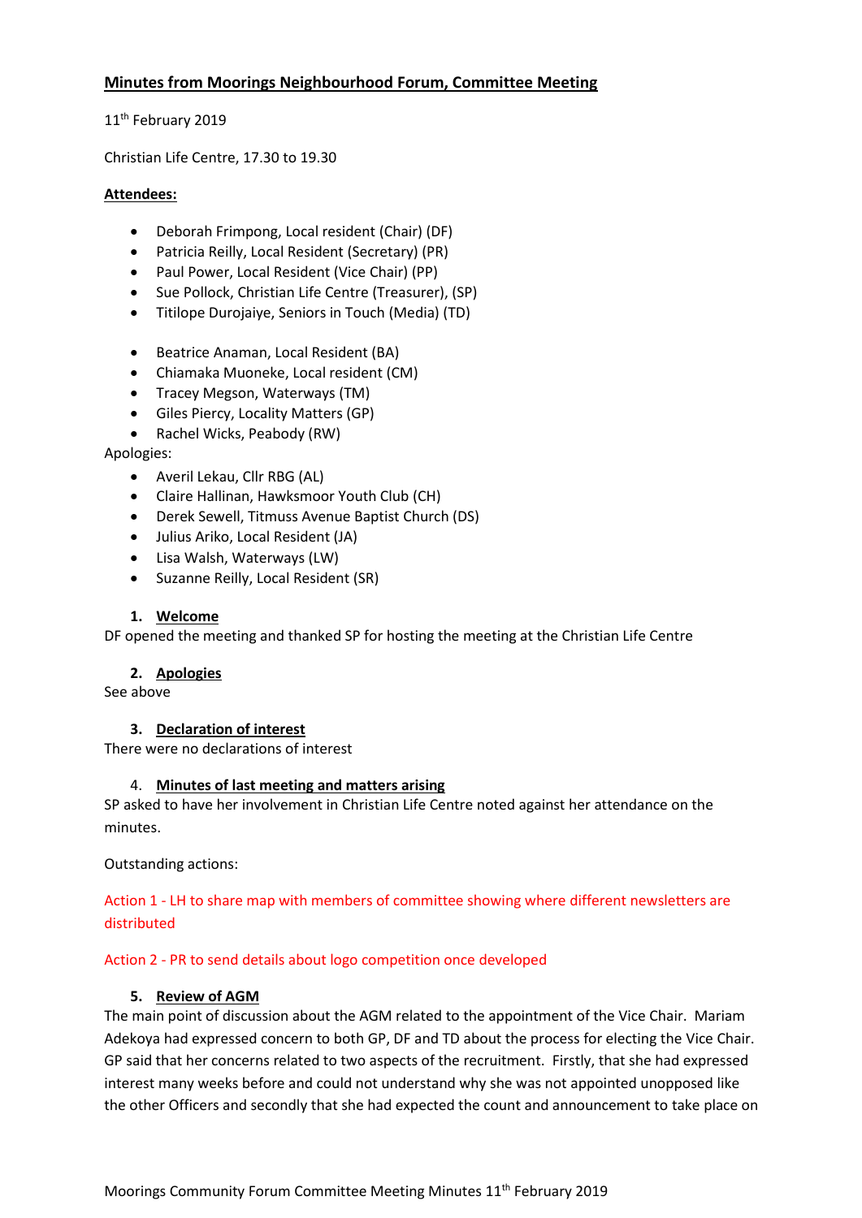# Minutes from Moorings Neighbourhood Forum, Committee Meeting

11th February 2019

Christian Life Centre, 17.30 to 19.30

**Attendees:**

- Deborah Frimpong, Local resident (Chair) (DF)
- Patricia Reilly, Local Resident (Secretary) (PR)
- Paul Power, Local Resident (Vice Chair) (PP)
- Sue Pollock, Christian Life Centre (Treasurer), (SP)
- Titilope Durojaiye, Seniors in Touch (Media) (TD)

- Beatrice Anaman, Local Resident (BA)
- Chiamaka Muoneke, Local resident (CM)
- Tracey Megson, Waterways (TM)
- Giles Piercy, Locality Matters (GP)
- Rachel Wicks, Peabody (RW)

Apologies:

- Averil Lekau, Cllr RBG (AL)
- Claire Hallinan, Hawksmoor Youth Club (CH)
- Derek Sewell, Titmuss Avenue Baptist Church (DS)
- Julius Ariko, Local Resident (JA)
- Lisa Walsh, Waterways (LW)
- Suzanne Reilly, Local Resident (SR)

## 1. Welcome

DF opened the meeting and thanked SP for hosting the meeting at the Christian Life Centre

## 2. Apologies

See above

## 3. Declaration of interest

There were no declarations of interest

## 4. Minutes of last meeting and matters arising

SP asked to have her involvement in Christian Life Centre noted against her attendance on the minutes.

Outstanding actions:

Action 1 - LH to share map with members of committee showing where different newsletters are distributed

Action 2 - PR to send details about logo competition once developed

## 5. Review of AGM

The main point of discussion about the AGM related to the appointment of the Vice Chair. Mariam Adekoya had expressed concern to both GP, DF and TD about the process for electing the Vice Chair. GP said that her concerns related to two aspects of the recruitment. Firstly, that she had expressed interest many weeks before and could not understand why she was not appointed unopposed like the other Officers and secondly that she had expected the count and announcement to take place on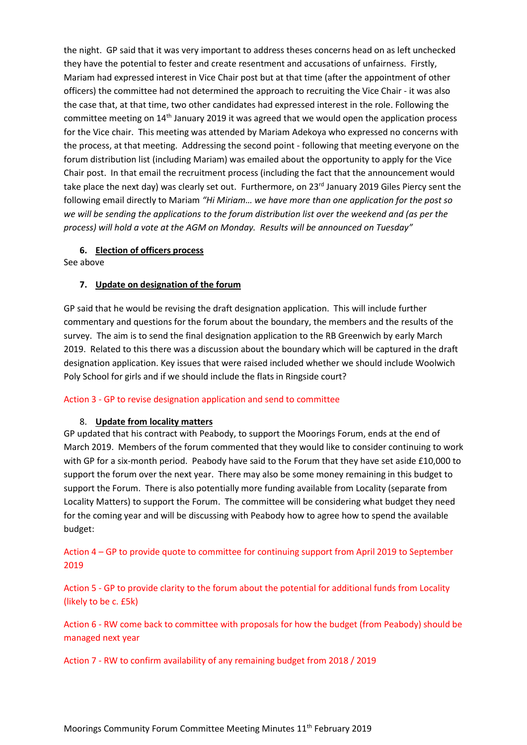the night. GP said that it was very important to address theses concerns head on as left unchecked they have the potential to fester and create resentment and accusations of unfairness. Firstly, Mariam had expressed interest in Vice Chair post but at that time (after the appointment of other officers) the committee had not determined the approach to recruiting the Vice Chair - it was also the case that, at that time, two other candidates had expressed interest in the role. Following the committee meeting on 14th January 2019 it was agreed that we would open the application process for the Vice chair. This meeting was attended by Mariam Adekoya who expressed no concerns with the process, at that meeting. Addressing the second point - following that meeting everyone on the forum distribution list (including Mariam) was emailed about the opportunity to apply for the Vice Chair post. In that email the recruitment process (including the fact that the announcement would take place the next day) was clearly set out. Furthermore, on 23rd January 2019 Giles Piercy sent the following email directly to Mariam *"Hi Miriam… we have more than one application for the post so we will be sending the applications to the forum distribution list over the weekend and (as per the process) will hold a vote at the AGM on Monday. Results will be announced on Tuesday"*

### 6. Election of officers process

See above

### 7. Update on designation of the forum

GP said that he would be revising the draft designation application. This will include further commentary and questions for the forum about the boundary, the members and the results of the survey. The aim is to send the final designation application to the RB Greenwich by early March 2019. Related to this there was a discussion about the boundary which will be captured in the draft designation application. Key issues that were raised included whether we should include Woolwich Poly School for girls and if we should include the flats in Ringside court?

Action 3 - GP to revise designation application and send to committee

### 8. Update from locality matters

GP updated that his contract with Peabody, to support the Moorings Forum, ends at the end of March 2019. Members of the forum commented that they would like to consider continuing to work with GP for a six-month period. Peabody have said to the Forum that they have set aside £10,000 to support the forum over the next year. There may also be some money remaining in this budget to support the Forum. There is also potentially more funding available from Locality (separate from Locality Matters) to support the Forum. The committee will be considering what budget they need for the coming year and will be discussing with Peabody how to agree how to spend the available budget:

Action 4 – GP to provide quote to committee for continuing support from April 2019 to September 2019

Action 5 - GP to provide clarity to the forum about the potential for additional funds from Locality (likely to be c. £5k)

Action 6 - RW come back to committee with proposals for how the budget (from Peabody) should be managed next year

Action 7 - RW to confirm availability of any remaining budget from 2018 / 2019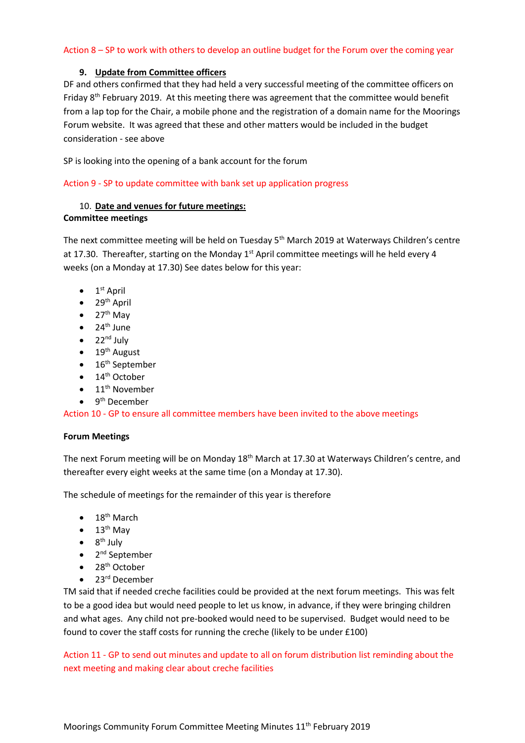Action 8 – SP to work with others to develop an outline budget for the Forum over the coming year

## 9. Update from Committee officers

DF and others confirmed that they had held a very successful meeting of the committee officers on Friday 8th February 2019. At this meeting there was agreement that the committee would benefit from a lap top for the Chair, a mobile phone and the registration of a domain name for the Moorings Forum website. It was agreed that these and other matters would be included in the budget consideration - see above

SP is looking into the opening of a bank account for the forum

Action 9 - SP to update committee with bank set up application progress

## 10. Date and venues for future meetings:

**Committee meetings**

The next committee meeting will be held on Tuesday 5th March 2019 at Waterways Children's centre at 17.30. Thereafter, starting on the Monday 1st April committee meetings will he held every 4 weeks (on a Monday at 17.30) See dates below for this year:

- 1st April
- 29th April
- 27th May
- 24th June
- 22nd July
- 19th August
- 16th September
- 14th October
- 11th November
- 9th December

Action 10 - GP to ensure all committee members have been invited to the above meetings

**Forum Meetings**

The next Forum meeting will be on Monday 18th March at 17.30 at Waterways Children's centre, and thereafter every eight weeks at the same time (on a Monday at 17.30).

The schedule of meetings for the remainder of this year is therefore

- 18th March
- 13th May
- 8th July
- 2nd September
- 28th October
- 23rd December

TM said that if needed creche facilities could be provided at the next forum meetings. This was felt to be a good idea but would need people to let us know, in advance, if they were bringing children and what ages. Any child not pre-booked would need to be supervised. Budget would need to be found to cover the staff costs for running the creche (likely to be under £100)

Action 11 - GP to send out minutes and update to all on forum distribution list reminding about the next meeting and making clear about creche facilities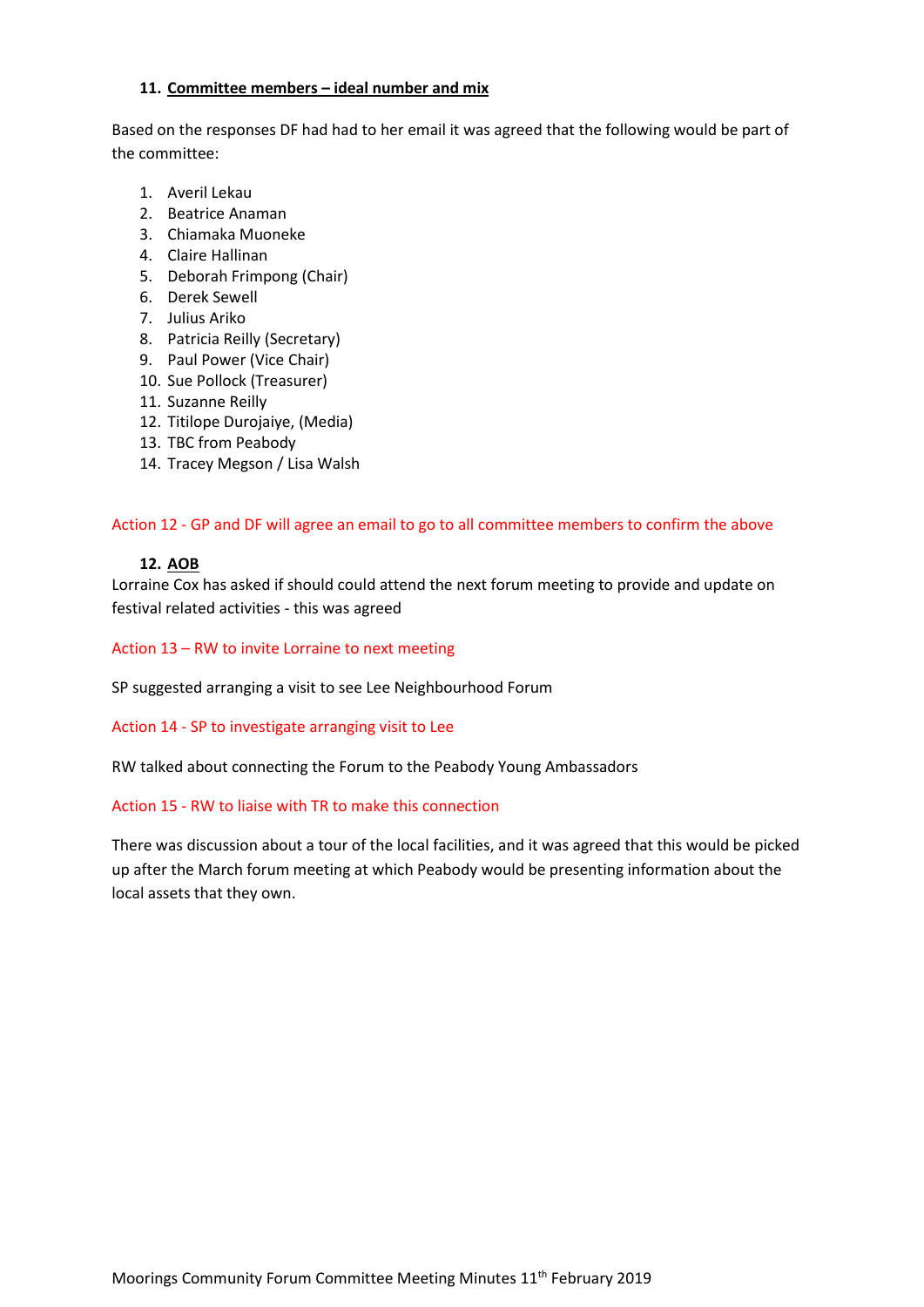## 11. Committee members – ideal number and mix

Based on the responses DF had had to her email it was agreed that the following would be part of the committee:

1. Averil Lekau
2. Beatrice Anaman
3. Chiamaka Muoneke
4. Claire Hallinan
5. Deborah Frimpong (Chair)
6. Derek Sewell
7. Julius Ariko
8. Patricia Reilly (Secretary)
9. Paul Power (Vice Chair)
10. Sue Pollock (Treasurer)
11. Suzanne Reilly
12. Titilope Durojaiye, (Media)
13. TBC from Peabody
14. Tracey Megson / Lisa Walsh

Action 12 - GP and DF will agree an email to go to all committee members to confirm the above

## 12. AOB

Lorraine Cox has asked if should could attend the next forum meeting to provide and update on festival related activities - this was agreed

Action 13 – RW to invite Lorraine to next meeting

SP suggested arranging a visit to see Lee Neighbourhood Forum

Action 14 - SP to investigate arranging visit to Lee

RW talked about connecting the Forum to the Peabody Young Ambassadors

Action 15 - RW to liaise with TR to make this connection

There was discussion about a tour of the local facilities, and it was agreed that this would be picked up after the March forum meeting at which Peabody would be presenting information about the local assets that they own.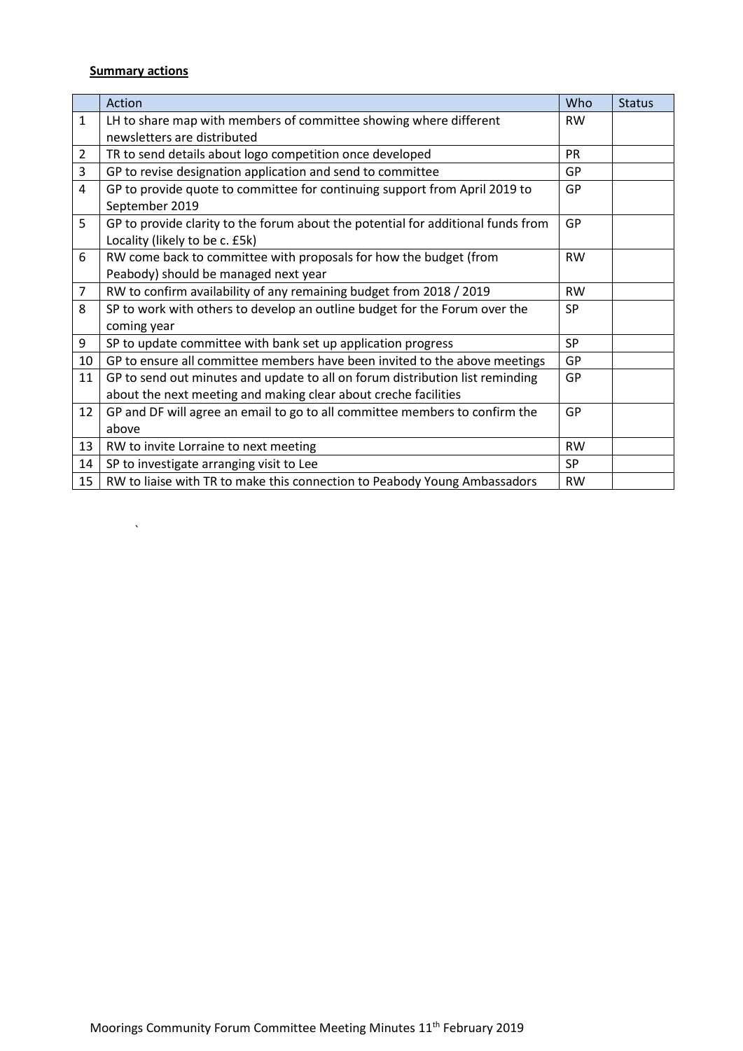**Summary actions**

| | Action | Who | Status |
|---|---|---|---|
| 1 | LH to share map with members of committee showing where different newsletters are distributed | RW | |
| 2 | TR to send details about logo competition once developed | PR | |
| 3 | GP to revise designation application and send to committee | GP | |
| 4 | GP to provide quote to committee for continuing support from April 2019 to September 2019 | GP | |
| 5 | GP to provide clarity to the forum about the potential for additional funds from Locality (likely to be c. £5k) | GP | |
| 6 | RW come back to committee with proposals for how the budget (from Peabody) should be managed next year | RW | |
| 7 | RW to confirm availability of any remaining budget from 2018 / 2019 | RW | |
| 8 | SP to work with others to develop an outline budget for the Forum over the coming year | SP | |
| 9 | SP to update committee with bank set up application progress | SP | |
| 10 | GP to ensure all committee members have been invited to the above meetings | GP | |
| 11 | GP to send out minutes and update to all on forum distribution list reminding about the next meeting and making clear about creche facilities | GP | |
| 12 | GP and DF will agree an email to go to all committee members to confirm the above | GP | |
| 13 | RW to invite Lorraine to next meeting | RW | |
| 14 | SP to investigate arranging visit to Lee | SP | |
| 15 | RW to liaise with TR to make this connection to Peabody Young Ambassadors | RW | |

`